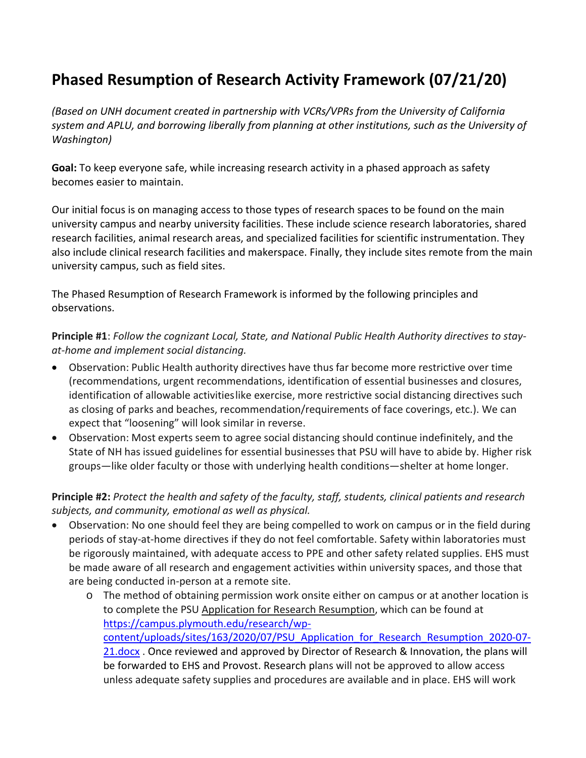# Phased Resumption of Research Activity Framework (07/21/20)

*(Based on UNH document created in partnership with VCRs/VPRs from the University of California system and APLU, and borrowing liberally from planning at other institutions, such as the University of Washington)*

**Goal:** To keep everyone safe, while increasing research activity in a phased approach as safety becomes easier to maintain.

Our initial focus is on managing access to those types of research spaces to be found on the main university campus and nearby university facilities. These include science research laboratories, shared research facilities, animal research areas, and specialized facilities for scientific instrumentation. They also include clinical research facilities and makerspace. Finally, they include sites remote from the main university campus, such as field sites.

The Phased Resumption of Research Framework is informed by the following principles and observations.

**Principle #1**: *Follow the cognizant Local, State, and National Public Health Authority directives to stay-at-home and implement social distancing.*

- Observation: Public Health authority directives have thus far become more restrictive over time (recommendations, urgent recommendations, identification of essential businesses and closures, identification of allowable activitieslike exercise, more restrictive social distancing directives such as closing of parks and beaches, recommendation/requirements of face coverings, etc.). We can expect that "loosening" will look similar in reverse.
- Observation: Most experts seem to agree social distancing should continue indefinitely, and the State of NH has issued guidelines for essential businesses that PSU will have to abide by. Higher risk groups—like older faculty or those with underlying health conditions—shelter at home longer.

**Principle #2:** *Protect the health and safety of the faculty, staff, students, clinical patients and research subjects, and community, emotional as well as physical.*

- Observation: No one should feel they are being compelled to work on campus or in the field during periods of stay-at-home directives if they do not feel comfortable. Safety within laboratories must be rigorously maintained, with adequate access to PPE and other safety related supplies. EHS must be made aware of all research and engagement activities within university spaces, and those that are being conducted in-person at a remote site.
  - The method of obtaining permission work onsite either on campus or at another location is to complete the PSU Application for Research Resumption, which can be found at https://campus.plymouth.edu/research/wp-content/uploads/sites/163/2020/07/PSU_Application_for_Research_Resumption_2020-07-21.docx . Once reviewed and approved by Director of Research & Innovation, the plans will be forwarded to EHS and Provost. Research plans will not be approved to allow access unless adequate safety supplies and procedures are available and in place. EHS will work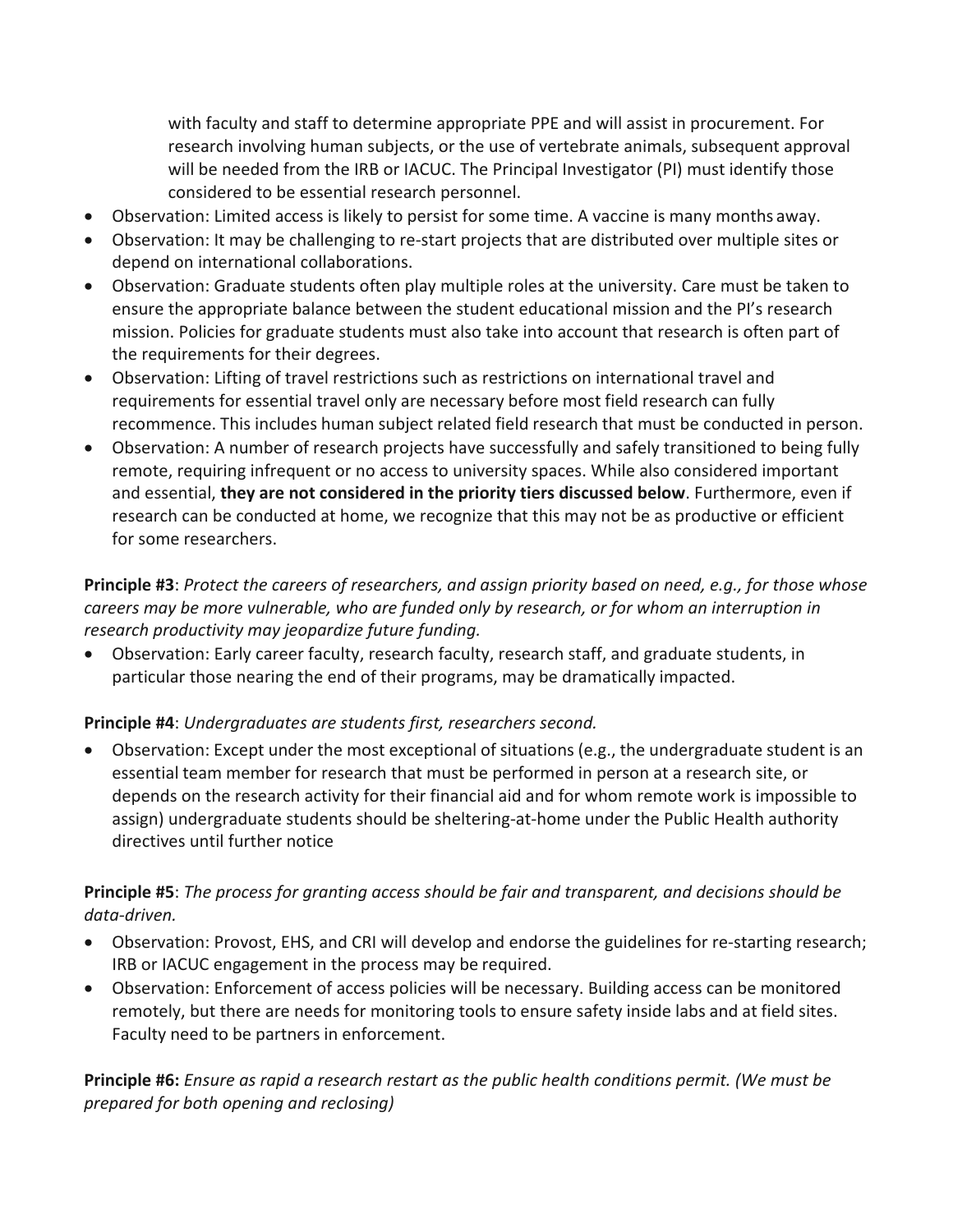with faculty and staff to determine appropriate PPE and will assist in procurement. For research involving human subjects, or the use of vertebrate animals, subsequent approval will be needed from the IRB or IACUC. The Principal Investigator (PI) must identify those considered to be essential research personnel.

- Observation: Limited access is likely to persist for some time. A vaccine is many months away.
- Observation: It may be challenging to re-start projects that are distributed over multiple sites or depend on international collaborations.
- Observation: Graduate students often play multiple roles at the university. Care must be taken to ensure the appropriate balance between the student educational mission and the PI's research mission. Policies for graduate students must also take into account that research is often part of the requirements for their degrees.
- Observation: Lifting of travel restrictions such as restrictions on international travel and requirements for essential travel only are necessary before most field research can fully recommence. This includes human subject related field research that must be conducted in person.
- Observation: A number of research projects have successfully and safely transitioned to being fully remote, requiring infrequent or no access to university spaces. While also considered important and essential, **they are not considered in the priority tiers discussed below**. Furthermore, even if research can be conducted at home, we recognize that this may not be as productive or efficient for some researchers.

**Principle #3**: *Protect the careers of researchers, and assign priority based on need, e.g., for those whose careers may be more vulnerable, who are funded only by research, or for whom an interruption in research productivity may jeopardize future funding.*

- Observation: Early career faculty, research faculty, research staff, and graduate students, in particular those nearing the end of their programs, may be dramatically impacted.

**Principle #4**: *Undergraduates are students first, researchers second.*

- Observation: Except under the most exceptional of situations (e.g., the undergraduate student is an essential team member for research that must be performed in person at a research site, or depends on the research activity for their financial aid and for whom remote work is impossible to assign) undergraduate students should be sheltering-at-home under the Public Health authority directives until further notice

**Principle #5**: *The process for granting access should be fair and transparent, and decisions should be data-driven.*

- Observation: Provost, EHS, and CRI will develop and endorse the guidelines for re-starting research; IRB or IACUC engagement in the process may be required.
- Observation: Enforcement of access policies will be necessary. Building access can be monitored remotely, but there are needs for monitoring tools to ensure safety inside labs and at field sites. Faculty need to be partners in enforcement.

**Principle #6:** *Ensure as rapid a research restart as the public health conditions permit. (We must be prepared for both opening and reclosing)*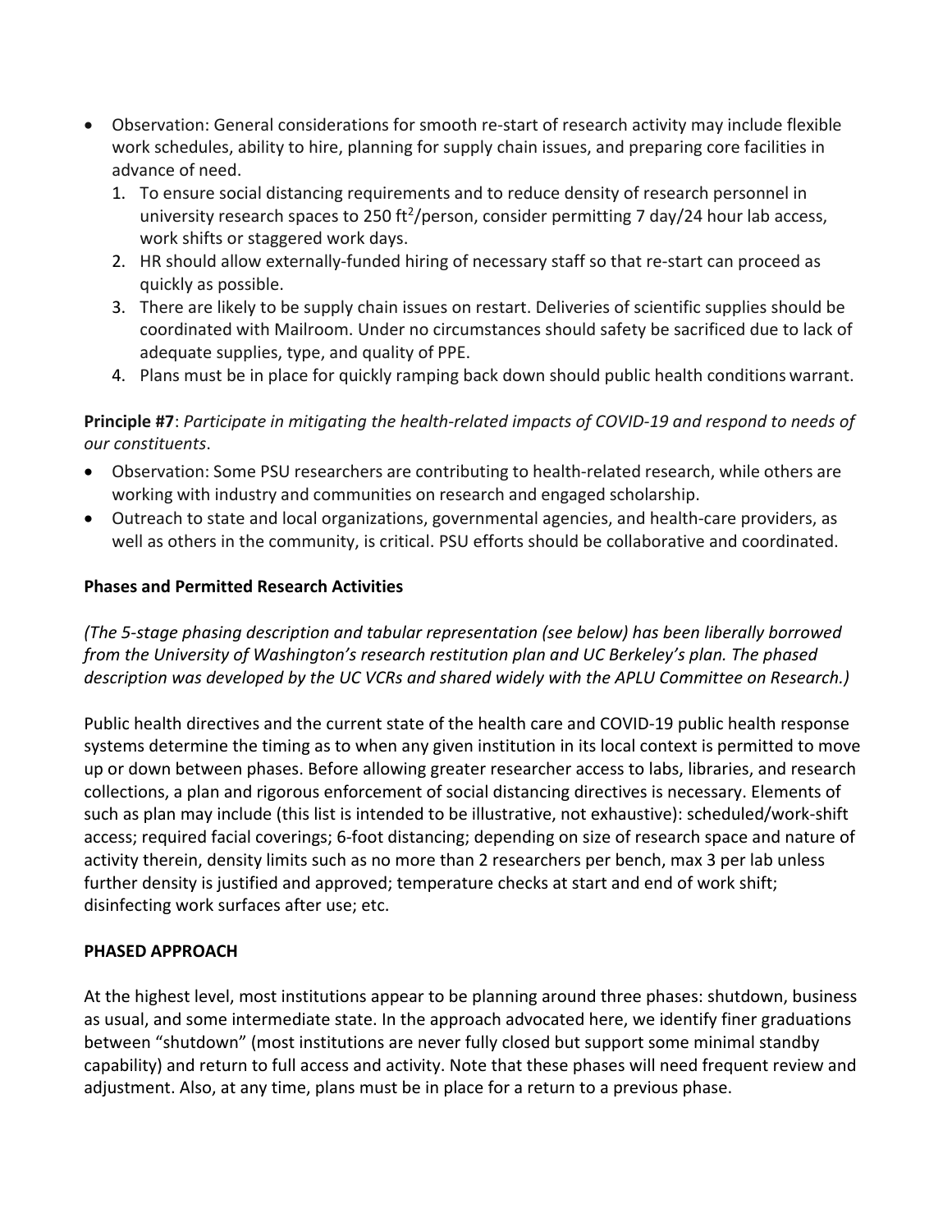- Observation: General considerations for smooth re-start of research activity may include flexible work schedules, ability to hire, planning for supply chain issues, and preparing core facilities in advance of need.
  1. To ensure social distancing requirements and to reduce density of research personnel in university research spaces to 250 $ft^2$/person, consider permitting 7 day/24 hour lab access, work shifts or staggered work days.
  2. HR should allow externally-funded hiring of necessary staff so that re-start can proceed as quickly as possible.
  3. There are likely to be supply chain issues on restart. Deliveries of scientific supplies should be coordinated with Mailroom. Under no circumstances should safety be sacrificed due to lack of adequate supplies, type, and quality of PPE.
  4. Plans must be in place for quickly ramping back down should public health conditions warrant.

**Principle #7**: *Participate in mitigating the health-related impacts of COVID-19 and respond to needs of our constituents*.

- Observation: Some PSU researchers are contributing to health-related research, while others are working with industry and communities on research and engaged scholarship.
- Outreach to state and local organizations, governmental agencies, and health-care providers, as well as others in the community, is critical. PSU efforts should be collaborative and coordinated.

**Phases and Permitted Research Activities**

*(The 5-stage phasing description and tabular representation (see below) has been liberally borrowed from the University of Washington's research restitution plan and UC Berkeley's plan. The phased description was developed by the UC VCRs and shared widely with the APLU Committee on Research.)*

Public health directives and the current state of the health care and COVID-19 public health response systems determine the timing as to when any given institution in its local context is permitted to move up or down between phases. Before allowing greater researcher access to labs, libraries, and research collections, a plan and rigorous enforcement of social distancing directives is necessary. Elements of such as plan may include (this list is intended to be illustrative, not exhaustive): scheduled/work-shift access; required facial coverings; 6-foot distancing; depending on size of research space and nature of activity therein, density limits such as no more than 2 researchers per bench, max 3 per lab unless further density is justified and approved; temperature checks at start and end of work shift; disinfecting work surfaces after use; etc.

**PHASED APPROACH**

At the highest level, most institutions appear to be planning around three phases: shutdown, business as usual, and some intermediate state. In the approach advocated here, we identify finer graduations between "shutdown" (most institutions are never fully closed but support some minimal standby capability) and return to full access and activity. Note that these phases will need frequent review and adjustment. Also, at any time, plans must be in place for a return to a previous phase.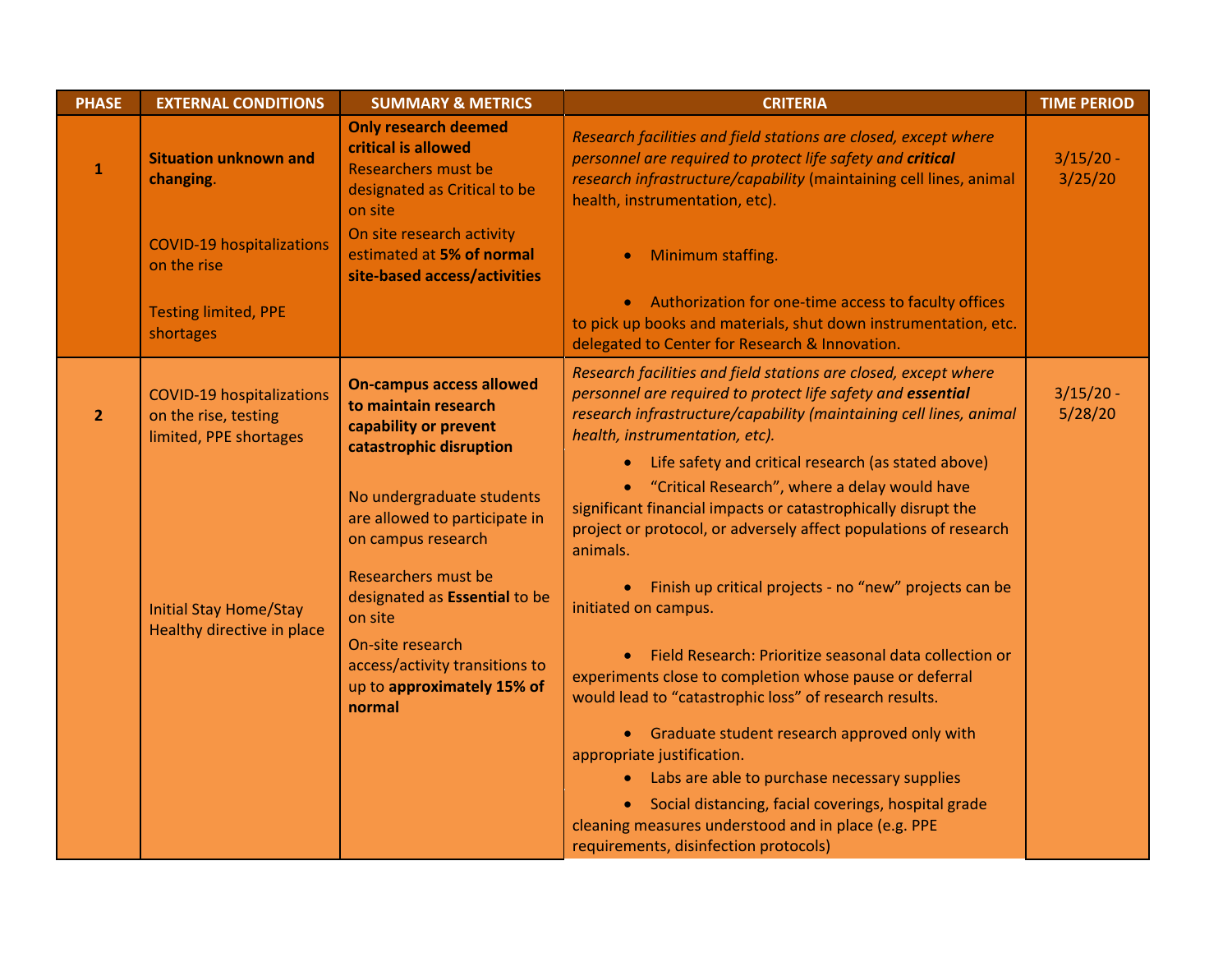| PHASE | EXTERNAL CONDITIONS | SUMMARY & METRICS | CRITERIA | TIME PERIOD |
|---|---|---|---|---|
| 1 | **Situation unknown and changing**.<br><br>COVID-19 hospitalizations on the rise<br><br>Testing limited, PPE shortages | **Only research deemed critical is allowed**<br>Researchers must be designated as Critical to be on site<br>On site research activity estimated at **5% of normal site-based access/activities** | *Research facilities and field stations are closed, except where personnel are required to protect life safety and **critical** research infrastructure/capability* (maintaining cell lines, animal health, instrumentation, etc).<br><br>• Minimum staffing.<br><br>• Authorization for one-time access to faculty offices to pick up books and materials, shut down instrumentation, etc. delegated to Center for Research & Innovation. | 3/15/20 - 3/25/20 |
| 2 | COVID-19 hospitalizations on the rise, testing limited, PPE shortages<br><br>Initial Stay Home/Stay Healthy directive in place | **On-campus access allowed to maintain research capability or prevent catastrophic disruption**<br><br>No undergraduate students are allowed to participate in on campus research<br><br>Researchers must be designated as **Essential** to be on site<br>On-site research access/activity transitions to up to **approximately 15% of normal** | *Research facilities and field stations are closed, except where personnel are required to protect life safety and **essential** research infrastructure/capability (maintaining cell lines, animal health, instrumentation, etc).*<br>• Life safety and critical research (as stated above)<br>• "Critical Research", where a delay would have significant financial impacts or catastrophically disrupt the project or protocol, or adversely affect populations of research animals.<br><br>• Finish up critical projects - no "new" projects can be initiated on campus.<br><br>• Field Research: Prioritize seasonal data collection or experiments close to completion whose pause or deferral would lead to "catastrophic loss" of research results.<br><br>• Graduate student research approved only with appropriate justification.<br>• Labs are able to purchase necessary supplies<br>• Social distancing, facial coverings, hospital grade cleaning measures understood and in place (e.g. PPE requirements, disinfection protocols) | 3/15/20 - 5/28/20 |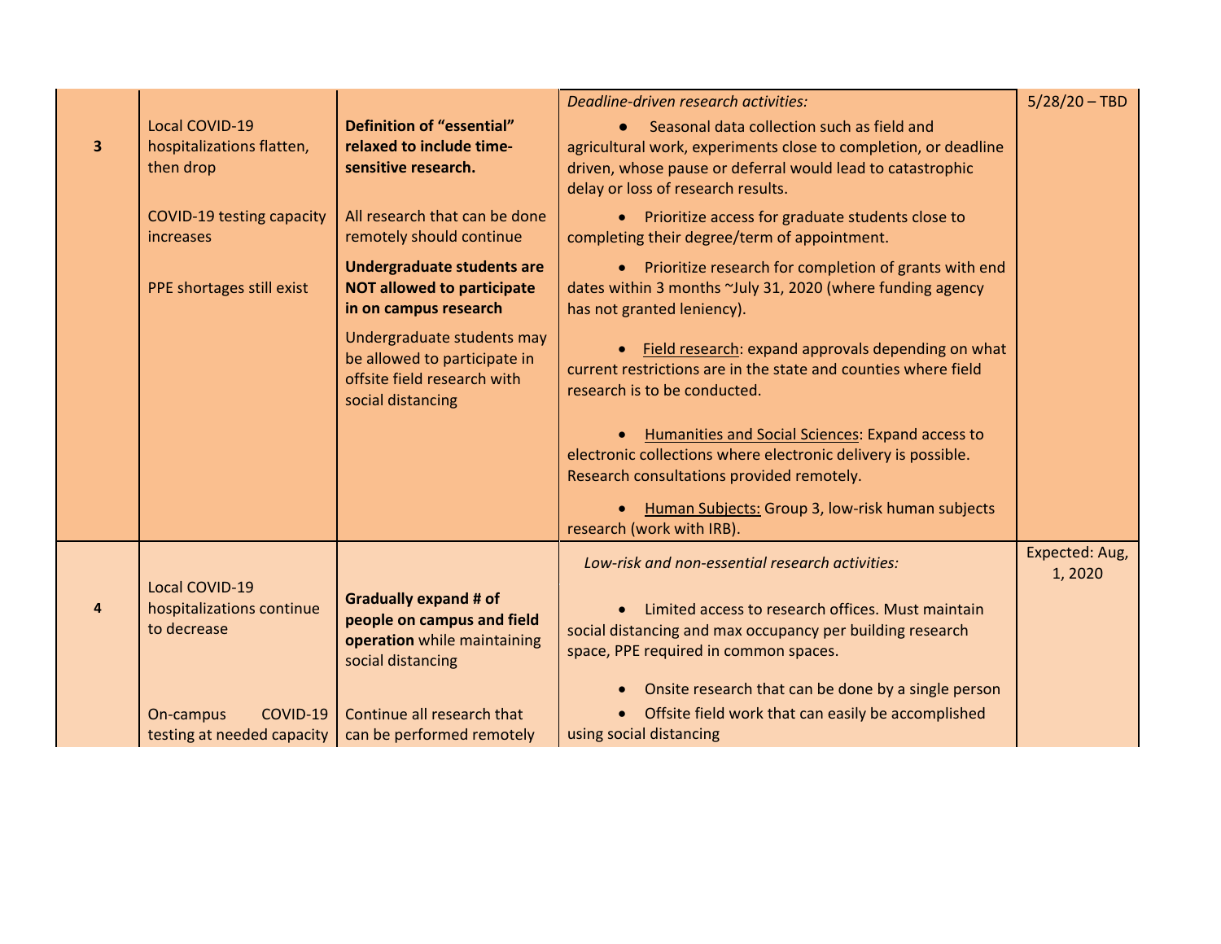| | | | | |
|---|---|---|---|---|
| **3** | Local COVID-19 hospitalizations flatten, then drop<br><br>COVID-19 testing capacity increases<br><br>PPE shortages still exist | **Definition of "essential" relaxed to include time-sensitive research.**<br><br>All research that can be done remotely should continue<br><br>**Undergraduate students are NOT allowed to participate in on campus research**<br><br>Undergraduate students may be allowed to participate in offsite field research with social distancing | *Deadline-driven research activities:*<br>• Seasonal data collection such as field and agricultural work, experiments close to completion, or deadline driven, whose pause or deferral would lead to catastrophic delay or loss of research results.<br>• Prioritize access for graduate students close to completing their degree/term of appointment.<br>• Prioritize research for completion of grants with end dates within 3 months ~July 31, 2020 (where funding agency has not granted leniency).<br>• Field research: expand approvals depending on what current restrictions are in the state and counties where field research is to be conducted.<br>• Humanities and Social Sciences: Expand access to electronic collections where electronic delivery is possible. Research consultations provided remotely.<br>• Human Subjects: Group 3, low-risk human subjects research (work with IRB). | 5/28/20 – TBD |
| **4** | Local COVID-19 hospitalizations continue to decrease<br><br>On-campus COVID-19 testing at needed capacity | **Gradually expand # of people on campus and field operation** while maintaining social distancing<br><br>Continue all research that can be performed remotely | *Low-risk and non-essential research activities:*<br>• Limited access to research offices. Must maintain social distancing and max occupancy per building research space, PPE required in common spaces.<br>• Onsite research that can be done by a single person<br>• Offsite field work that can easily be accomplished using social distancing | Expected: Aug, 1, 2020 |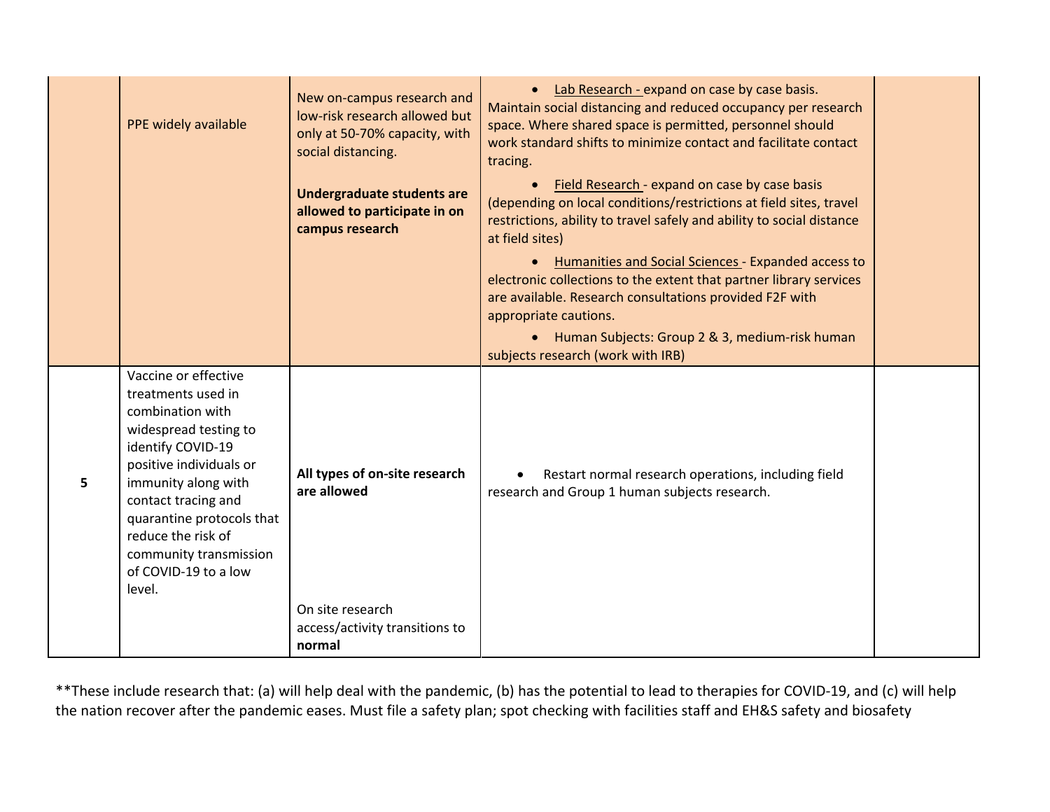| | | | | |
|---|---|---|---|---|
| | PPE widely available | New on-campus research and low-risk research allowed but only at 50-70% capacity, with social distancing.<br><br>**Undergraduate students are allowed to participate in on campus research** | • Lab Research - expand on case by case basis. Maintain social distancing and reduced occupancy per research space. Where shared space is permitted, personnel should work standard shifts to minimize contact and facilitate contact tracing.<br>• Field Research - expand on case by case basis (depending on local conditions/restrictions at field sites, travel restrictions, ability to travel safely and ability to social distance at field sites)<br>• Humanities and Social Sciences - Expanded access to electronic collections to the extent that partner library services are available. Research consultations provided F2F with appropriate cautions.<br>• Human Subjects: Group 2 & 3, medium-risk human subjects research (work with IRB) | |
| **5** | Vaccine or effective treatments used in combination with widespread testing to identify COVID-19 positive individuals or immunity along with contact tracing and quarantine protocols that reduce the risk of community transmission of COVID-19 to a low level. | **All types of on-site research are allowed**<br><br>On site research access/activity transitions to **normal** | • Restart normal research operations, including field research and Group 1 human subjects research. | |

**These include research that: (a) will help deal with the pandemic, (b) has the potential to lead to therapies for COVID-19, and (c) will help the nation recover after the pandemic eases. Must file a safety plan; spot checking with facilities staff and EH&S safety and biosafety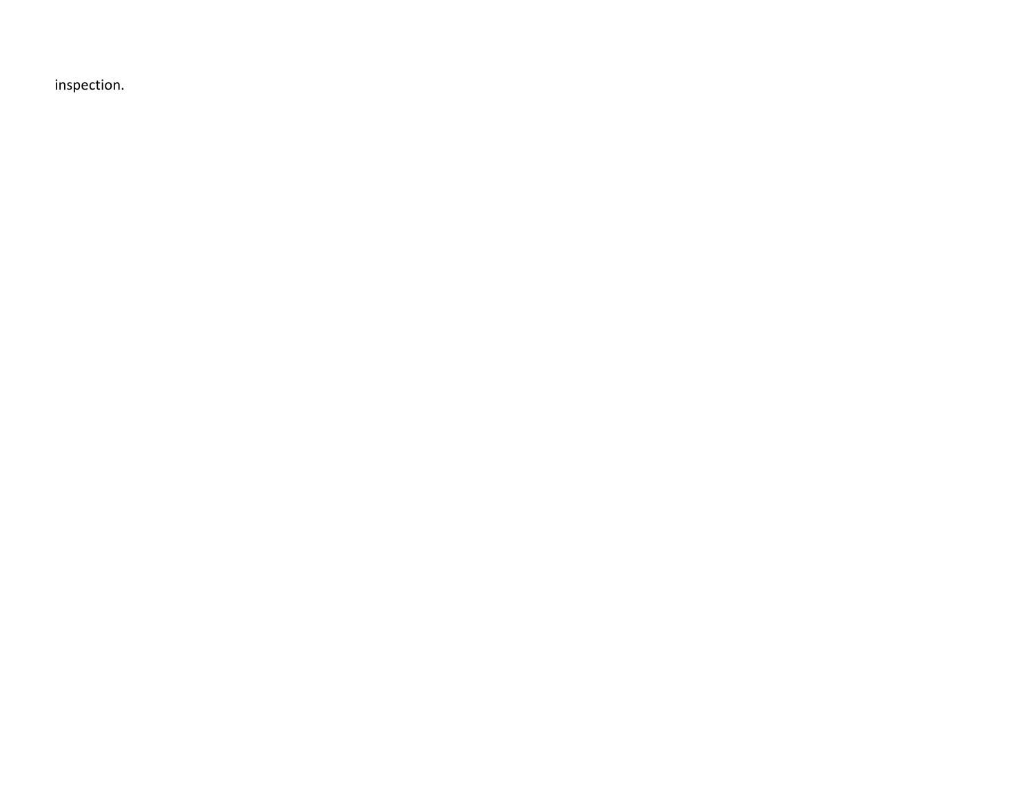inspection.